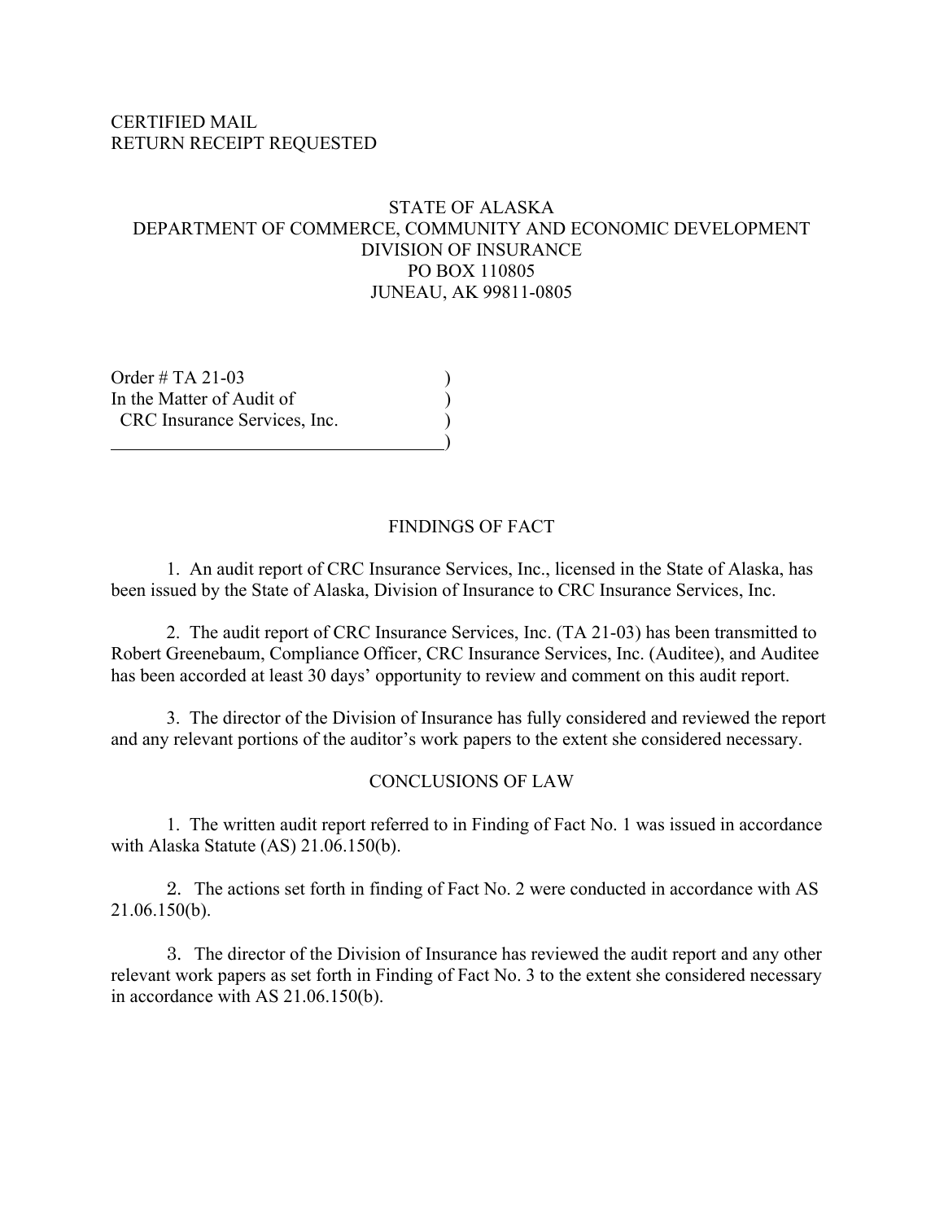CERTIFIED MAIL
RETURN RECEIPT REQUESTED

STATE OF ALASKA
DEPARTMENT OF COMMERCE, COMMUNITY AND ECONOMIC DEVELOPMENT
DIVISION OF INSURANCE
PO BOX 110805
JUNEAU, AK 99811-0805

Order # TA 21-03 )
In the Matter of Audit of )
CRC Insurance Services, Inc. )
)

## FINDINGS OF FACT

1. An audit report of CRC Insurance Services, Inc., licensed in the State of Alaska, has been issued by the State of Alaska, Division of Insurance to CRC Insurance Services, Inc.

2. The audit report of CRC Insurance Services, Inc. (TA 21-03) has been transmitted to Robert Greenebaum, Compliance Officer, CRC Insurance Services, Inc. (Auditee), and Auditee has been accorded at least 30 days' opportunity to review and comment on this audit report.

3. The director of the Division of Insurance has fully considered and reviewed the report and any relevant portions of the auditor's work papers to the extent she considered necessary.

## CONCLUSIONS OF LAW

1. The written audit report referred to in Finding of Fact No. 1 was issued in accordance with Alaska Statute (AS) 21.06.150(b).

2. The actions set forth in finding of Fact No. 2 were conducted in accordance with AS 21.06.150(b).

3. The director of the Division of Insurance has reviewed the audit report and any other relevant work papers as set forth in Finding of Fact No. 3 to the extent she considered necessary in accordance with AS 21.06.150(b).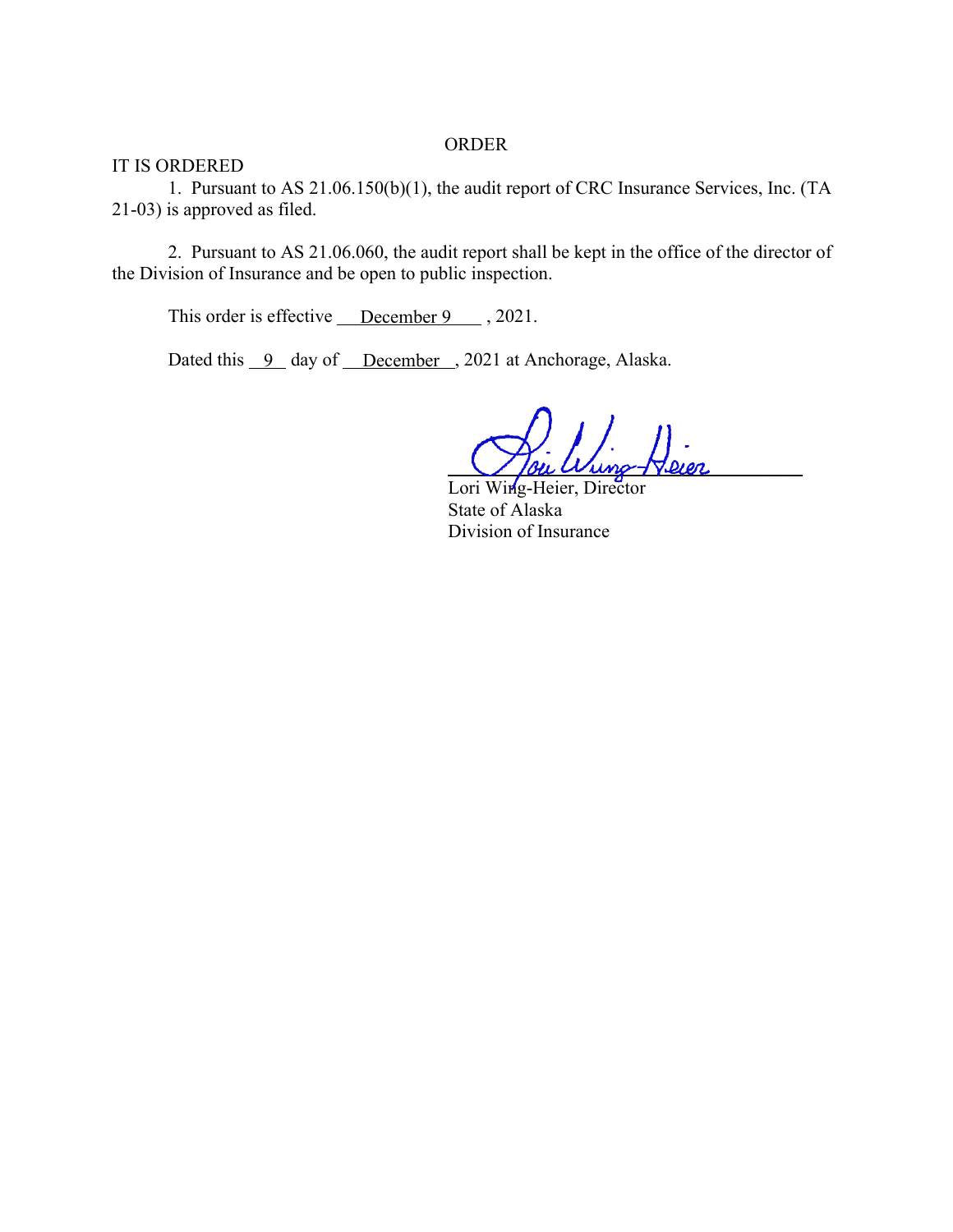# ORDER

IT IS ORDERED

1. Pursuant to AS 21.06.150(b)(1), the audit report of CRC Insurance Services, Inc. (TA 21-03) is approved as filed.

2. Pursuant to AS 21.06.060, the audit report shall be kept in the office of the director of the Division of Insurance and be open to public inspection.

This order is effective December 9, 2021.

Dated this 9 day of December, 2021 at Anchorage, Alaska.

Lori Wing-Heier, Director
State of Alaska
Division of Insurance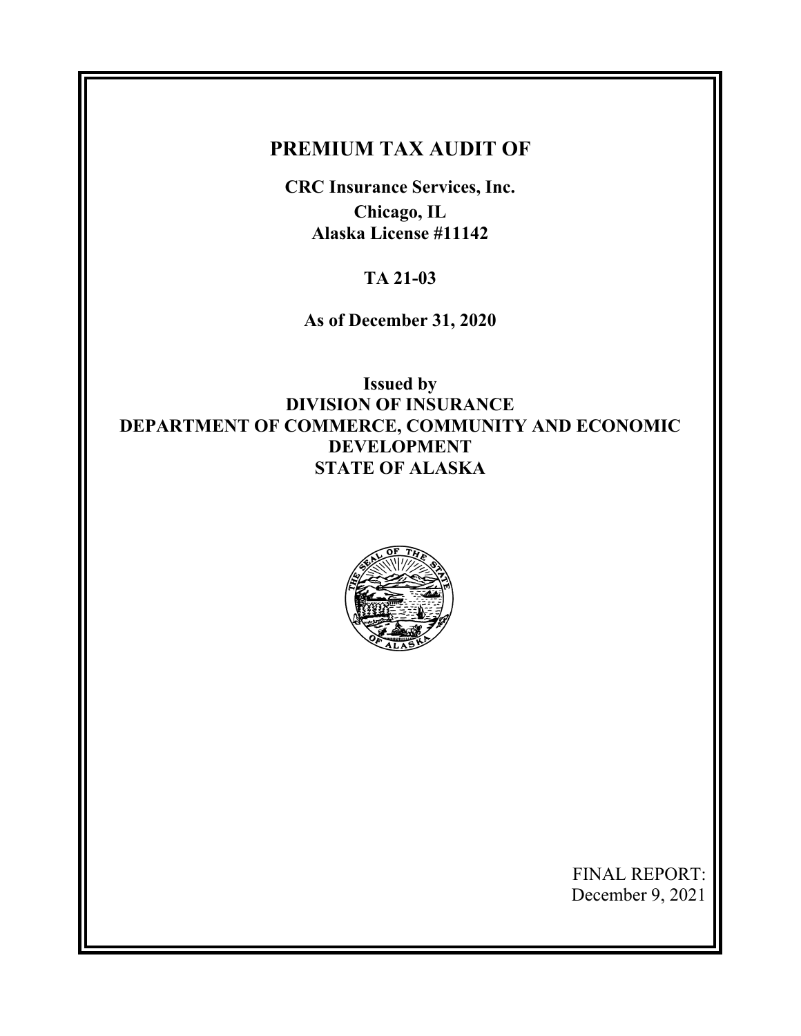# PREMIUM TAX AUDIT OF

**CRC Insurance Services, Inc.**
**Chicago, IL**
**Alaska License #11142**

**TA 21-03**

**As of December 31, 2020**

**Issued by**
**DIVISION OF INSURANCE**
**DEPARTMENT OF COMMERCE, COMMUNITY AND ECONOMIC DEVELOPMENT**
**STATE OF ALASKA**

FINAL REPORT:
December 9, 2021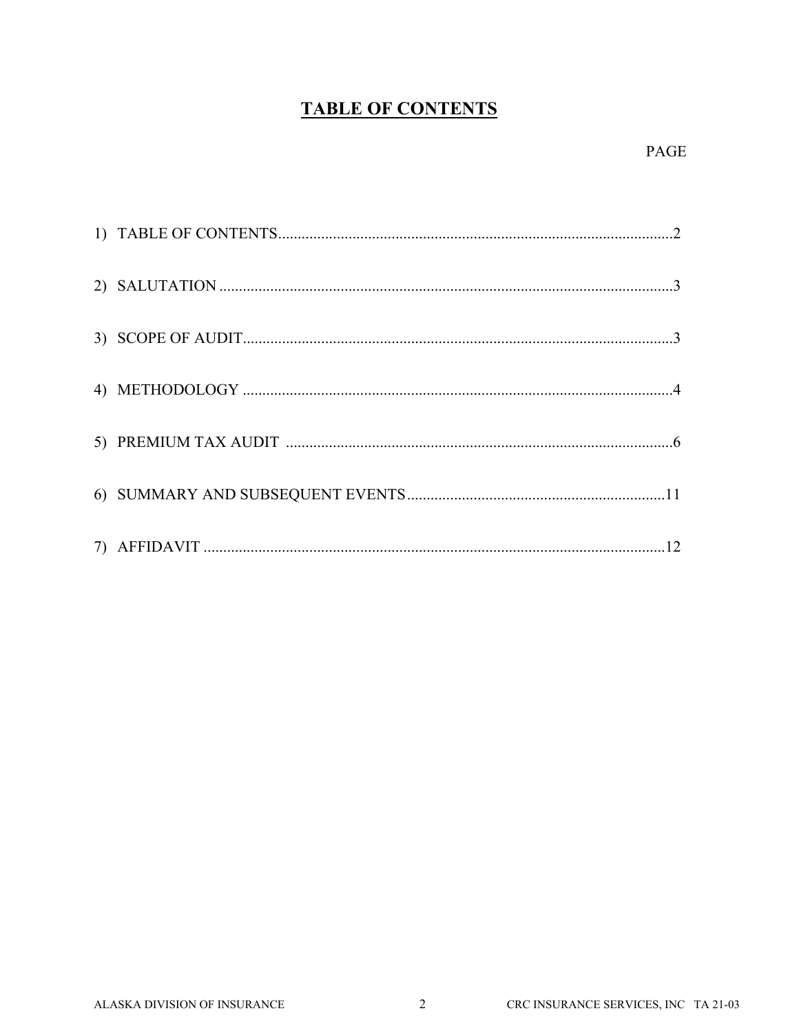# TABLE OF CONTENTS

| | PAGE |
|---|---|
| 1) TABLE OF CONTENTS | 2 |
| 2) SALUTATION | 3 |
| 3) SCOPE OF AUDIT | 3 |
| 4) METHODOLOGY | 4 |
| 5) PREMIUM TAX AUDIT | 6 |
| 6) SUMMARY AND SUBSEQUENT EVENTS | 11 |
| 7) AFFIDAVIT | 12 |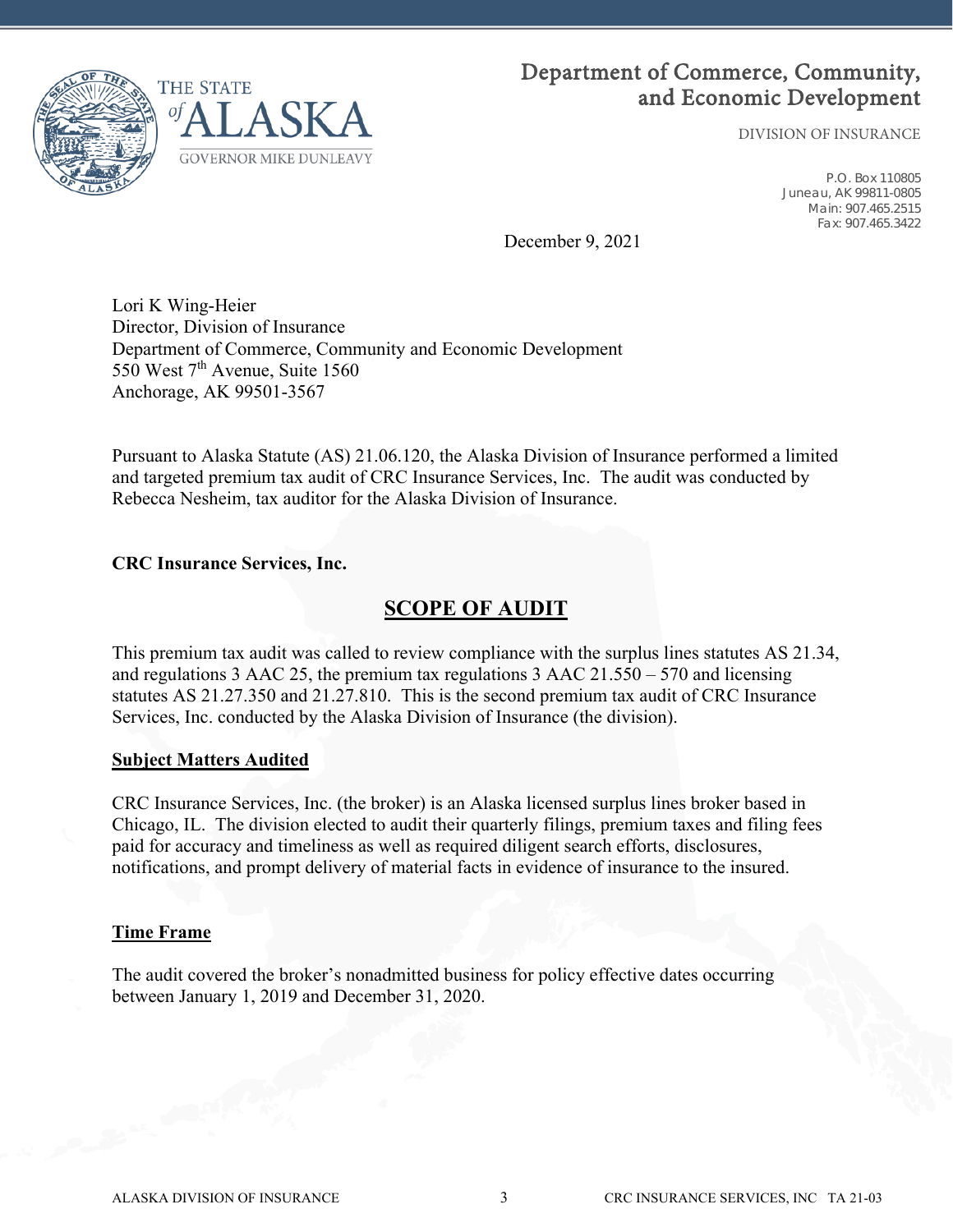# Department of Commerce, Community, and Economic Development

DIVISION OF INSURANCE

P.O. Box 110805
Juneau, AK 99811-0805
Main: 907.465.2515
Fax: 907.465.3422

THE STATE of ALASKA
GOVERNOR MIKE DUNLEAVY

December 9, 2021

Lori K Wing-Heier
Director, Division of Insurance
Department of Commerce, Community and Economic Development
550 West 7th Avenue, Suite 1560
Anchorage, AK 99501-3567

Pursuant to Alaska Statute (AS) 21.06.120, the Alaska Division of Insurance performed a limited and targeted premium tax audit of CRC Insurance Services, Inc. The audit was conducted by Rebecca Nesheim, tax auditor for the Alaska Division of Insurance.

**CRC Insurance Services, Inc.**

## SCOPE OF AUDIT

This premium tax audit was called to review compliance with the surplus lines statutes AS 21.34, and regulations 3 AAC 25, the premium tax regulations 3 AAC 21.550 – 570 and licensing statutes AS 21.27.350 and 21.27.810. This is the second premium tax audit of CRC Insurance Services, Inc. conducted by the Alaska Division of Insurance (the division).

### Subject Matters Audited

CRC Insurance Services, Inc. (the broker) is an Alaska licensed surplus lines broker based in Chicago, IL. The division elected to audit their quarterly filings, premium taxes and filing fees paid for accuracy and timeliness as well as required diligent search efforts, disclosures, notifications, and prompt delivery of material facts in evidence of insurance to the insured.

### Time Frame

The audit covered the broker's nonadmitted business for policy effective dates occurring between January 1, 2019 and December 31, 2020.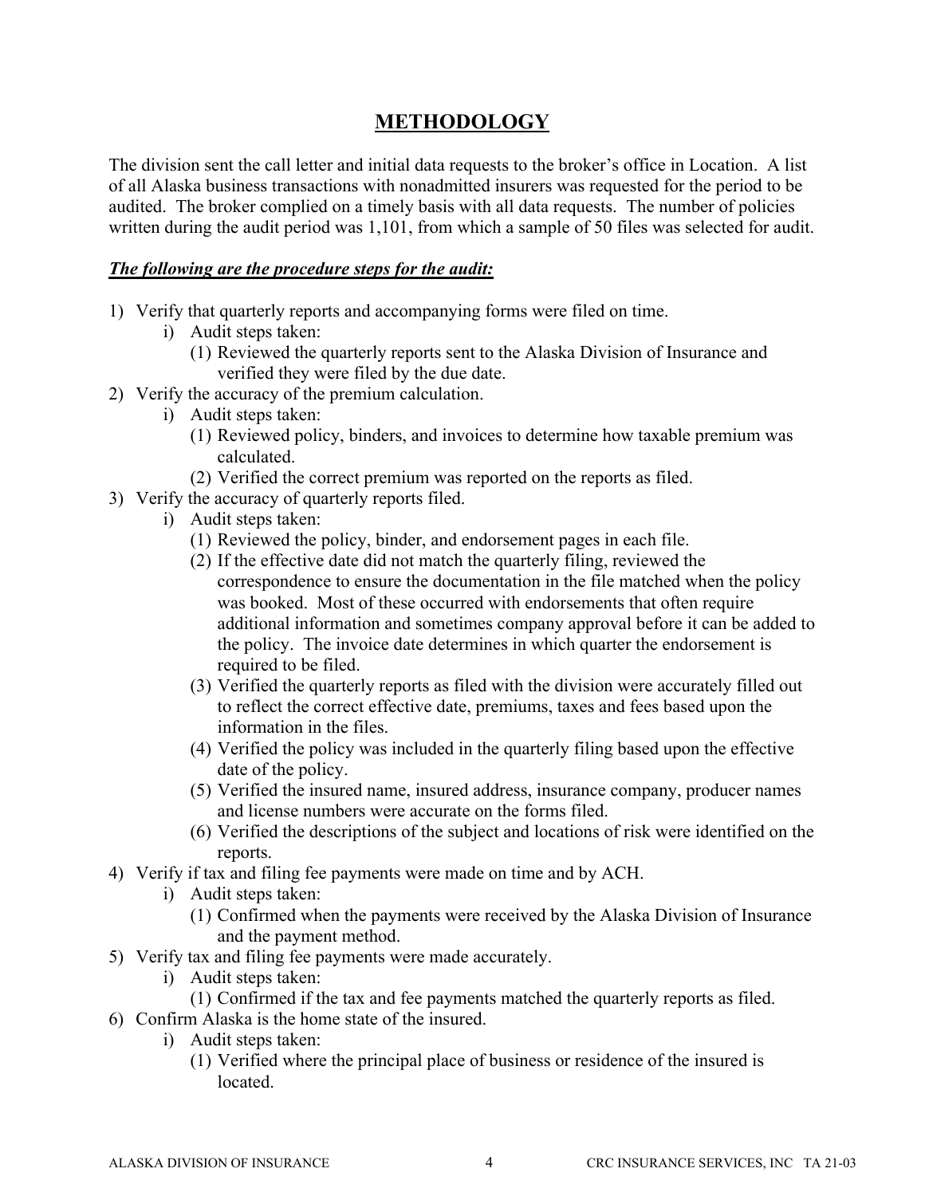## METHODOLOGY

The division sent the call letter and initial data requests to the broker's office in Location. A list of all Alaska business transactions with nonadmitted insurers was requested for the period to be audited. The broker complied on a timely basis with all data requests. The number of policies written during the audit period was 1,101, from which a sample of 50 files was selected for audit.

***The following are the procedure steps for the audit:***

1) Verify that quarterly reports and accompanying forms were filed on time.
   - i) Audit steps taken:
     - (1) Reviewed the quarterly reports sent to the Alaska Division of Insurance and verified they were filed by the due date.
2) Verify the accuracy of the premium calculation.
   - i) Audit steps taken:
     - (1) Reviewed policy, binders, and invoices to determine how taxable premium was calculated.
     - (2) Verified the correct premium was reported on the reports as filed.
3) Verify the accuracy of quarterly reports filed.
   - i) Audit steps taken:
     - (1) Reviewed the policy, binder, and endorsement pages in each file.
     - (2) If the effective date did not match the quarterly filing, reviewed the correspondence to ensure the documentation in the file matched when the policy was booked. Most of these occurred with endorsements that often require additional information and sometimes company approval before it can be added to the policy. The invoice date determines in which quarter the endorsement is required to be filed.
     - (3) Verified the quarterly reports as filed with the division were accurately filled out to reflect the correct effective date, premiums, taxes and fees based upon the information in the files.
     - (4) Verified the policy was included in the quarterly filing based upon the effective date of the policy.
     - (5) Verified the insured name, insured address, insurance company, producer names and license numbers were accurate on the forms filed.
     - (6) Verified the descriptions of the subject and locations of risk were identified on the reports.
4) Verify if tax and filing fee payments were made on time and by ACH.
   - i) Audit steps taken:
     - (1) Confirmed when the payments were received by the Alaska Division of Insurance and the payment method.
5) Verify tax and filing fee payments were made accurately.
   - i) Audit steps taken:
     - (1) Confirmed if the tax and fee payments matched the quarterly reports as filed.
6) Confirm Alaska is the home state of the insured.
   - i) Audit steps taken:
     - (1) Verified where the principal place of business or residence of the insured is located.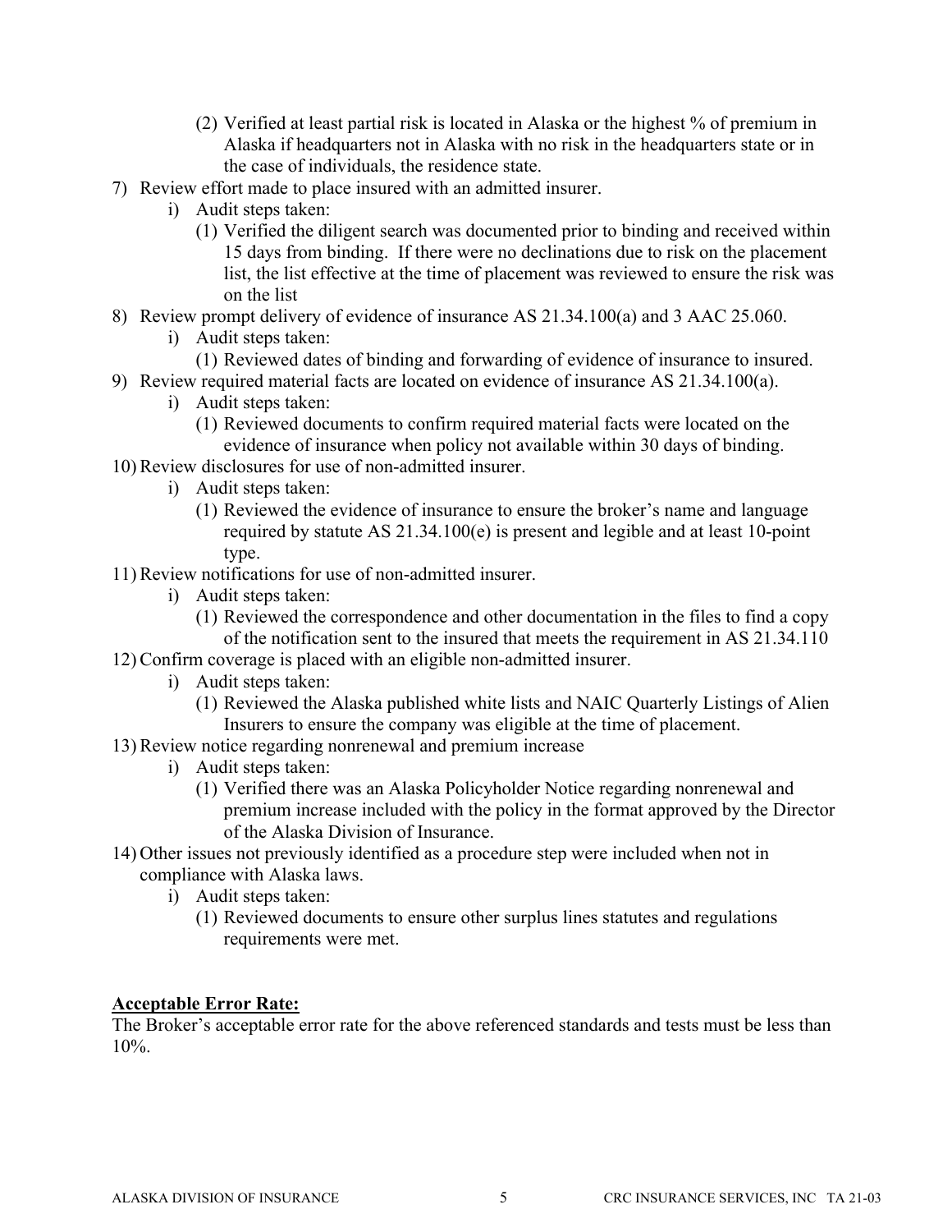(2) Verified at least partial risk is located in Alaska or the highest % of premium in Alaska if headquarters not in Alaska with no risk in the headquarters state or in the case of individuals, the residence state.

7) Review effort made to place insured with an admitted insurer.
   i) Audit steps taken:
      (1) Verified the diligent search was documented prior to binding and received within 15 days from binding. If there were no declinations due to risk on the placement list, the list effective at the time of placement was reviewed to ensure the risk was on the list
8) Review prompt delivery of evidence of insurance AS 21.34.100(a) and 3 AAC 25.060.
   i) Audit steps taken:
      (1) Reviewed dates of binding and forwarding of evidence of insurance to insured.
9) Review required material facts are located on evidence of insurance AS 21.34.100(a).
   i) Audit steps taken:
      (1) Reviewed documents to confirm required material facts were located on the evidence of insurance when policy not available within 30 days of binding.
10) Review disclosures for use of non-admitted insurer.
    i) Audit steps taken:
       (1) Reviewed the evidence of insurance to ensure the broker's name and language required by statute AS 21.34.100(e) is present and legible and at least 10-point type.
11) Review notifications for use of non-admitted insurer.
    i) Audit steps taken:
       (1) Reviewed the correspondence and other documentation in the files to find a copy of the notification sent to the insured that meets the requirement in AS 21.34.110
12) Confirm coverage is placed with an eligible non-admitted insurer.
    i) Audit steps taken:
       (1) Reviewed the Alaska published white lists and NAIC Quarterly Listings of Alien Insurers to ensure the company was eligible at the time of placement.
13) Review notice regarding nonrenewal and premium increase
    i) Audit steps taken:
       (1) Verified there was an Alaska Policyholder Notice regarding nonrenewal and premium increase included with the policy in the format approved by the Director of the Alaska Division of Insurance.
14) Other issues not previously identified as a procedure step were included when not in compliance with Alaska laws.
    i) Audit steps taken:
       (1) Reviewed documents to ensure other surplus lines statutes and regulations requirements were met.

**Acceptable Error Rate:**

The Broker's acceptable error rate for the above referenced standards and tests must be less than 10%.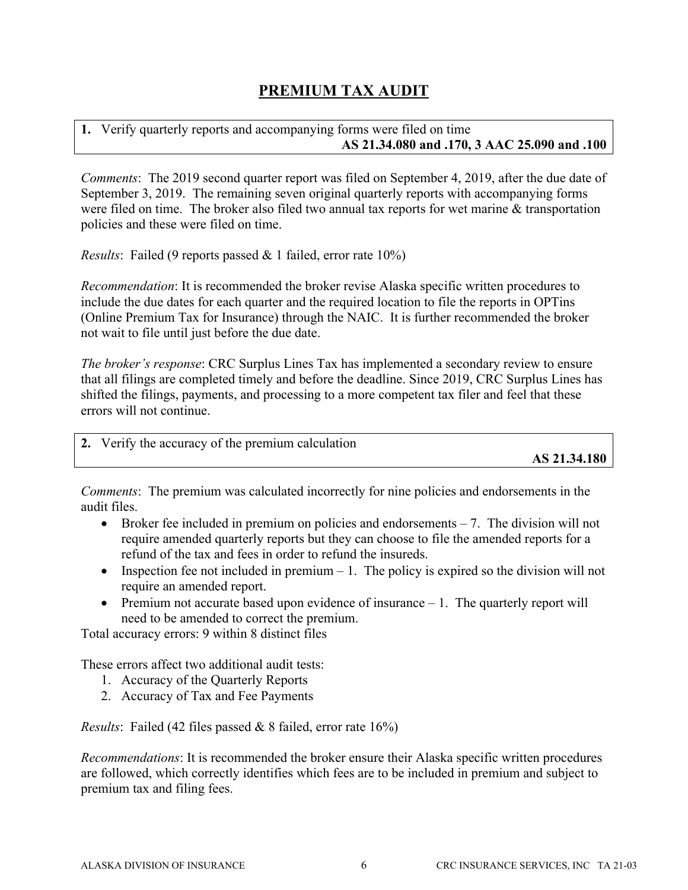# PREMIUM TAX AUDIT

**1.** Verify quarterly reports and accompanying forms were filed on time
**AS 21.34.080 and .170, 3 AAC 25.090 and .100**

*Comments*: The 2019 second quarter report was filed on September 4, 2019, after the due date of September 3, 2019. The remaining seven original quarterly reports with accompanying forms were filed on time. The broker also filed two annual tax reports for wet marine & transportation policies and these were filed on time.

*Results*: Failed (9 reports passed & 1 failed, error rate 10%)

*Recommendation*: It is recommended the broker revise Alaska specific written procedures to include the due dates for each quarter and the required location to file the reports in OPTins (Online Premium Tax for Insurance) through the NAIC. It is further recommended the broker not wait to file until just before the due date.

*The broker's response*: CRC Surplus Lines Tax has implemented a secondary review to ensure that all filings are completed timely and before the deadline. Since 2019, CRC Surplus Lines has shifted the filings, payments, and processing to a more competent tax filer and feel that these errors will not continue.

**2.** Verify the accuracy of the premium calculation
**AS 21.34.180**

*Comments*: The premium was calculated incorrectly for nine policies and endorsements in the audit files.

- Broker fee included in premium on policies and endorsements – 7. The division will not require amended quarterly reports but they can choose to file the amended reports for a refund of the tax and fees in order to refund the insureds.
- Inspection fee not included in premium – 1. The policy is expired so the division will not require an amended report.
- Premium not accurate based upon evidence of insurance – 1. The quarterly report will need to be amended to correct the premium.

Total accuracy errors: 9 within 8 distinct files

These errors affect two additional audit tests:

1. Accuracy of the Quarterly Reports
2. Accuracy of Tax and Fee Payments

*Results*: Failed (42 files passed & 8 failed, error rate 16%)

*Recommendations*: It is recommended the broker ensure their Alaska specific written procedures are followed, which correctly identifies which fees are to be included in premium and subject to premium tax and filing fees.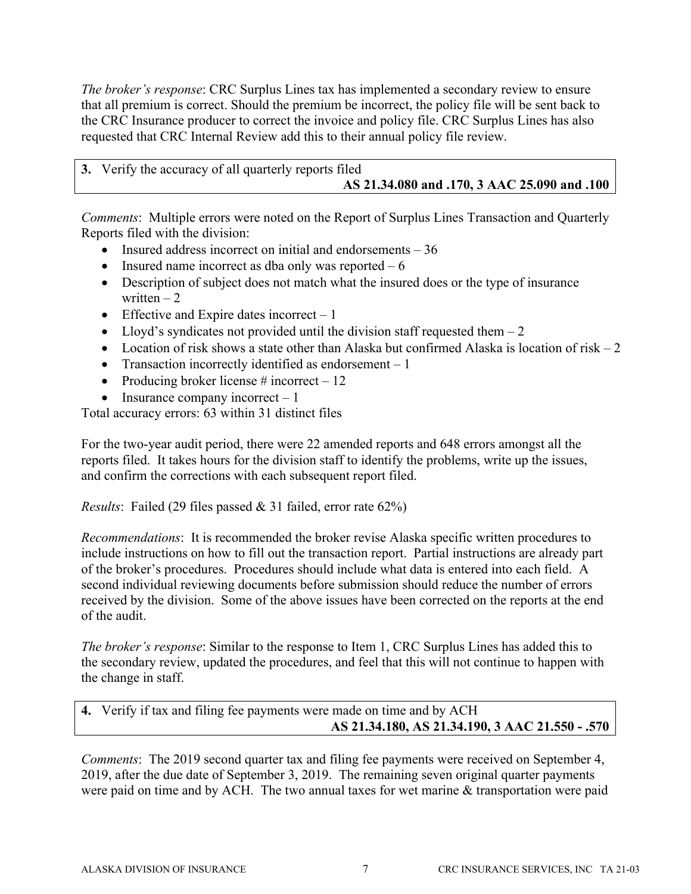*The broker's response*: CRC Surplus Lines tax has implemented a secondary review to ensure that all premium is correct. Should the premium be incorrect, the policy file will be sent back to the CRC Insurance producer to correct the invoice and policy file. CRC Surplus Lines has also requested that CRC Internal Review add this to their annual policy file review.

**3.** Verify the accuracy of all quarterly reports filed
**AS 21.34.080 and .170, 3 AAC 25.090 and .100**

*Comments*: Multiple errors were noted on the Report of Surplus Lines Transaction and Quarterly Reports filed with the division:

- Insured address incorrect on initial and endorsements – 36
- Insured name incorrect as dba only was reported – 6
- Description of subject does not match what the insured does or the type of insurance written – 2
- Effective and Expire dates incorrect – 1
- Lloyd's syndicates not provided until the division staff requested them – 2
- Location of risk shows a state other than Alaska but confirmed Alaska is location of risk – 2
- Transaction incorrectly identified as endorsement – 1
- Producing broker license # incorrect – 12
- Insurance company incorrect – 1

Total accuracy errors: 63 within 31 distinct files

For the two-year audit period, there were 22 amended reports and 648 errors amongst all the reports filed. It takes hours for the division staff to identify the problems, write up the issues, and confirm the corrections with each subsequent report filed.

*Results*: Failed (29 files passed & 31 failed, error rate 62%)

*Recommendations*: It is recommended the broker revise Alaska specific written procedures to include instructions on how to fill out the transaction report. Partial instructions are already part of the broker's procedures. Procedures should include what data is entered into each field. A second individual reviewing documents before submission should reduce the number of errors received by the division. Some of the above issues have been corrected on the reports at the end of the audit.

*The broker's response*: Similar to the response to Item 1, CRC Surplus Lines has added this to the secondary review, updated the procedures, and feel that this will not continue to happen with the change in staff.

**4.** Verify if tax and filing fee payments were made on time and by ACH
**AS 21.34.180, AS 21.34.190, 3 AAC 21.550 - .570**

*Comments*: The 2019 second quarter tax and filing fee payments were received on September 4, 2019, after the due date of September 3, 2019. The remaining seven original quarter payments were paid on time and by ACH. The two annual taxes for wet marine & transportation were paid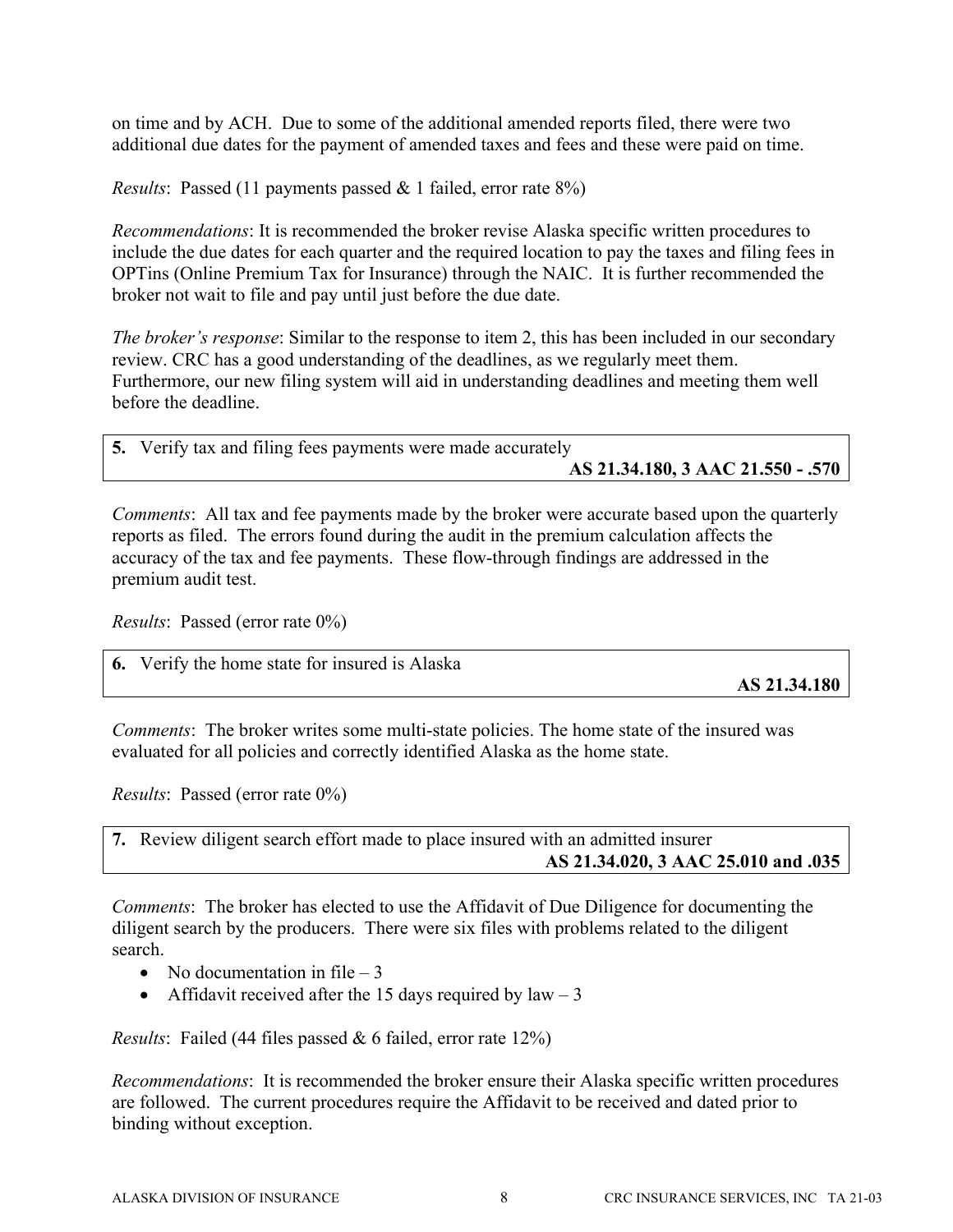on time and by ACH. Due to some of the additional amended reports filed, there were two additional due dates for the payment of amended taxes and fees and these were paid on time.

*Results*: Passed (11 payments passed & 1 failed, error rate 8%)

*Recommendations*: It is recommended the broker revise Alaska specific written procedures to include the due dates for each quarter and the required location to pay the taxes and filing fees in OPTins (Online Premium Tax for Insurance) through the NAIC. It is further recommended the broker not wait to file and pay until just before the due date.

*The broker's response*: Similar to the response to item 2, this has been included in our secondary review. CRC has a good understanding of the deadlines, as we regularly meet them. Furthermore, our new filing system will aid in understanding deadlines and meeting them well before the deadline.

| **5.** Verify tax and filing fees payments were made accurately **AS 21.34.180, 3 AAC 21.550 - .570** |
|---|

*Comments*: All tax and fee payments made by the broker were accurate based upon the quarterly reports as filed. The errors found during the audit in the premium calculation affects the accuracy of the tax and fee payments. These flow-through findings are addressed in the premium audit test.

*Results*: Passed (error rate 0%)

| **6.** Verify the home state for insured is Alaska **AS 21.34.180** |
|---|

*Comments*: The broker writes some multi-state policies. The home state of the insured was evaluated for all policies and correctly identified Alaska as the home state.

*Results*: Passed (error rate 0%)

| **7.** Review diligent search effort made to place insured with an admitted insurer **AS 21.34.020, 3 AAC 25.010 and .035** |
|---|

*Comments*: The broker has elected to use the Affidavit of Due Diligence for documenting the diligent search by the producers. There were six files with problems related to the diligent search.

- No documentation in file – 3
- Affidavit received after the 15 days required by law – 3

*Results*: Failed (44 files passed & 6 failed, error rate 12%)

*Recommendations*: It is recommended the broker ensure their Alaska specific written procedures are followed. The current procedures require the Affidavit to be received and dated prior to binding without exception.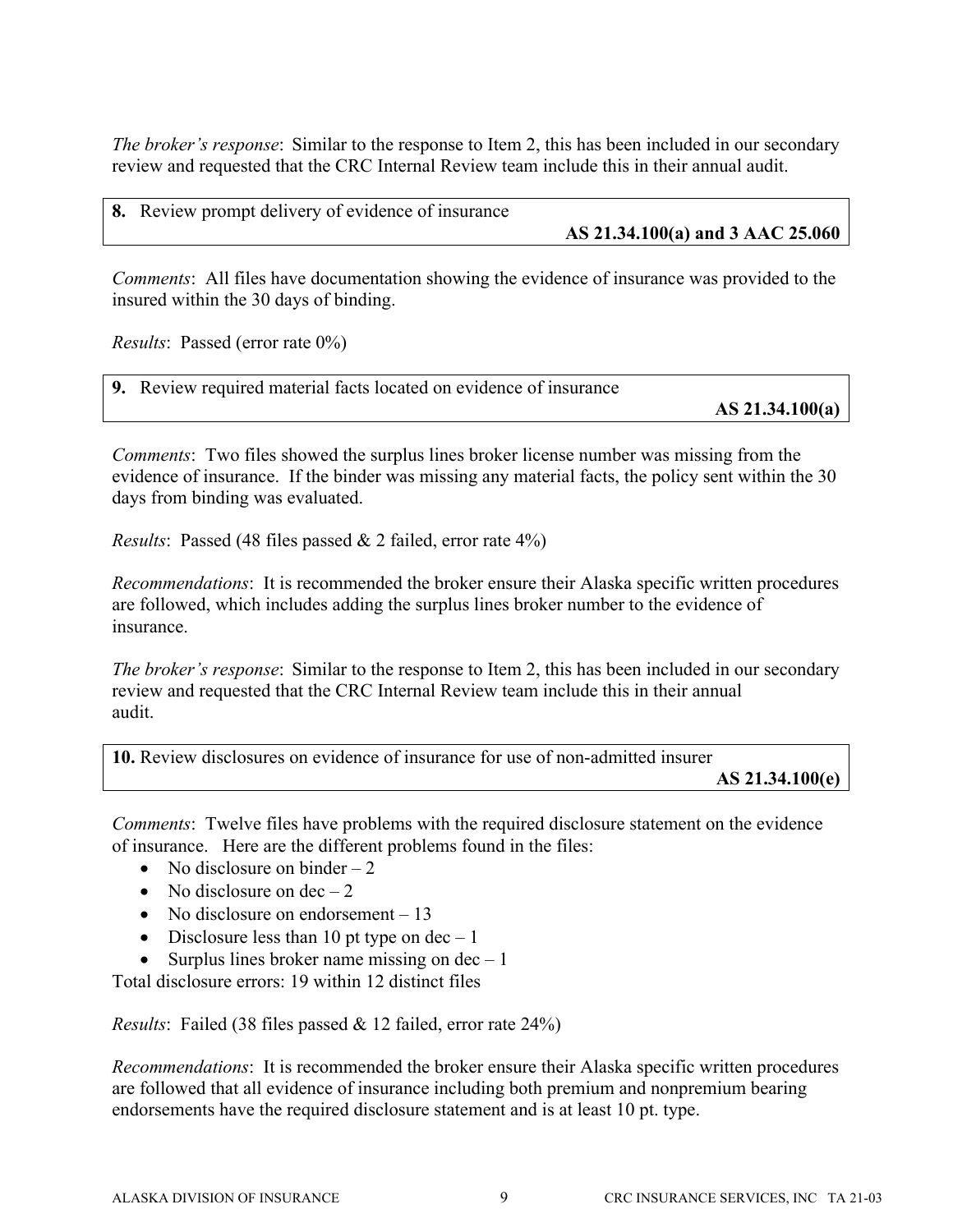*The broker's response*: Similar to the response to Item 2, this has been included in our secondary review and requested that the CRC Internal Review team include this in their annual audit.

**8.** Review prompt delivery of evidence of insurance
**AS 21.34.100(a) and 3 AAC 25.060**

*Comments*: All files have documentation showing the evidence of insurance was provided to the insured within the 30 days of binding.

*Results*: Passed (error rate 0%)

**9.** Review required material facts located on evidence of insurance
**AS 21.34.100(a)**

*Comments*: Two files showed the surplus lines broker license number was missing from the evidence of insurance. If the binder was missing any material facts, the policy sent within the 30 days from binding was evaluated.

*Results*: Passed (48 files passed & 2 failed, error rate 4%)

*Recommendations*: It is recommended the broker ensure their Alaska specific written procedures are followed, which includes adding the surplus lines broker number to the evidence of insurance.

*The broker's response*: Similar to the response to Item 2, this has been included in our secondary review and requested that the CRC Internal Review team include this in their annual audit.

**10.** Review disclosures on evidence of insurance for use of non-admitted insurer
**AS 21.34.100(e)**

*Comments*: Twelve files have problems with the required disclosure statement on the evidence of insurance. Here are the different problems found in the files:

- No disclosure on binder – 2
- No disclosure on dec – 2
- No disclosure on endorsement – 13
- Disclosure less than 10 pt type on dec – 1
- Surplus lines broker name missing on dec – 1

Total disclosure errors: 19 within 12 distinct files

*Results*: Failed (38 files passed & 12 failed, error rate 24%)

*Recommendations*: It is recommended the broker ensure their Alaska specific written procedures are followed that all evidence of insurance including both premium and nonpremium bearing endorsements have the required disclosure statement and is at least 10 pt. type.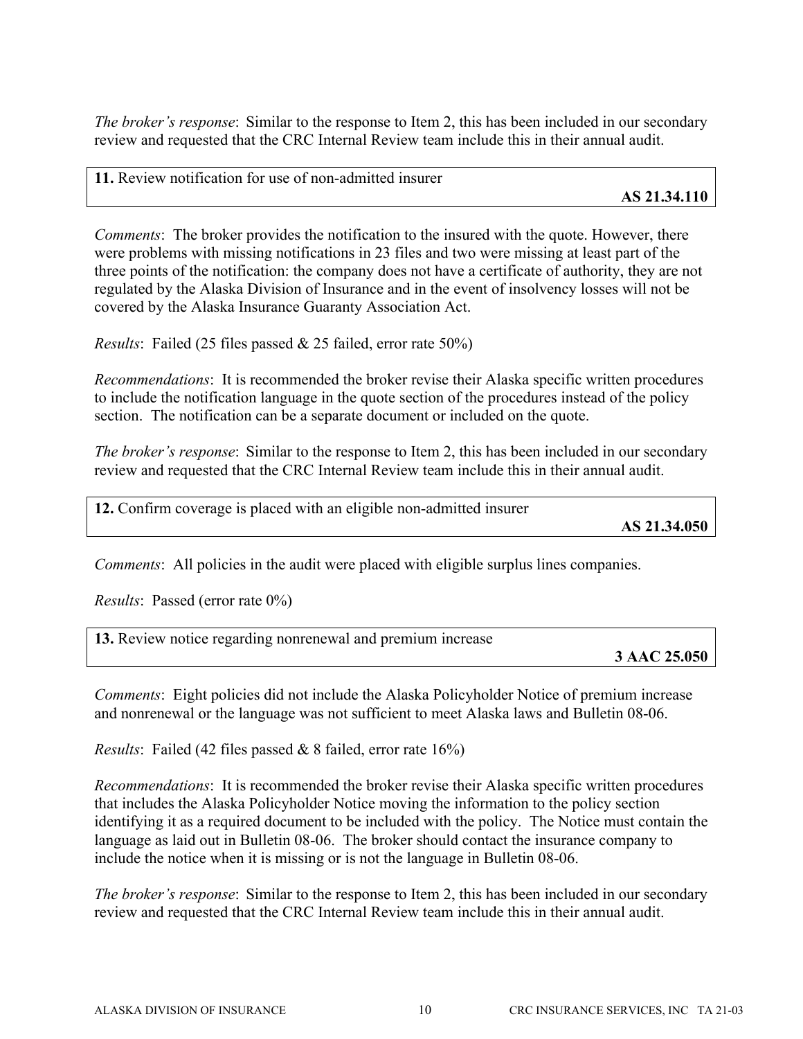*The broker's response*: Similar to the response to Item 2, this has been included in our secondary review and requested that the CRC Internal Review team include this in their annual audit.

| **11.** Review notification for use of non-admitted insurer **AS 21.34.110** |
|---|

*Comments*: The broker provides the notification to the insured with the quote. However, there were problems with missing notifications in 23 files and two were missing at least part of the three points of the notification: the company does not have a certificate of authority, they are not regulated by the Alaska Division of Insurance and in the event of insolvency losses will not be covered by the Alaska Insurance Guaranty Association Act.

*Results*: Failed (25 files passed & 25 failed, error rate 50%)

*Recommendations*: It is recommended the broker revise their Alaska specific written procedures to include the notification language in the quote section of the procedures instead of the policy section. The notification can be a separate document or included on the quote.

*The broker's response*: Similar to the response to Item 2, this has been included in our secondary review and requested that the CRC Internal Review team include this in their annual audit.

| **12.** Confirm coverage is placed with an eligible non-admitted insurer **AS 21.34.050** |
|---|

*Comments*: All policies in the audit were placed with eligible surplus lines companies.

*Results*: Passed (error rate 0%)

| **13.** Review notice regarding nonrenewal and premium increase **3 AAC 25.050** |
|---|

*Comments*: Eight policies did not include the Alaska Policyholder Notice of premium increase and nonrenewal or the language was not sufficient to meet Alaska laws and Bulletin 08-06.

*Results*: Failed (42 files passed & 8 failed, error rate 16%)

*Recommendations*: It is recommended the broker revise their Alaska specific written procedures that includes the Alaska Policyholder Notice moving the information to the policy section identifying it as a required document to be included with the policy. The Notice must contain the language as laid out in Bulletin 08-06. The broker should contact the insurance company to include the notice when it is missing or is not the language in Bulletin 08-06.

*The broker's response*: Similar to the response to Item 2, this has been included in our secondary review and requested that the CRC Internal Review team include this in their annual audit.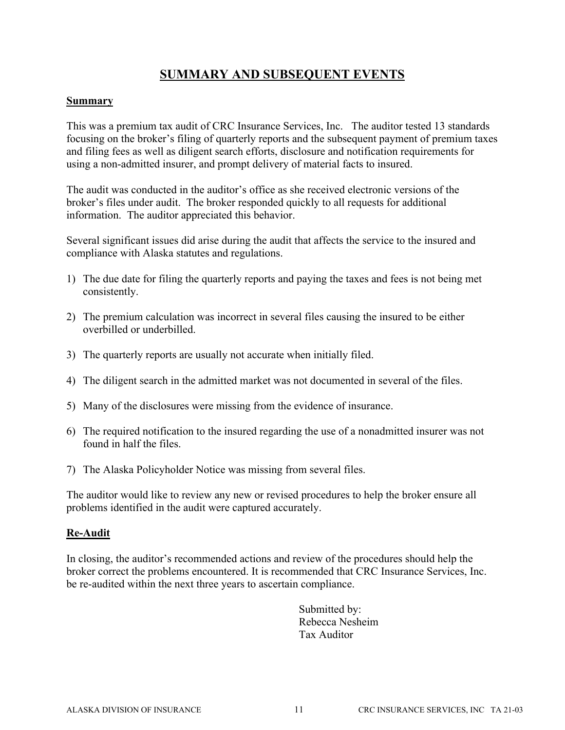# SUMMARY AND SUBSEQUENT EVENTS

## Summary

This was a premium tax audit of CRC Insurance Services, Inc. The auditor tested 13 standards focusing on the broker's filing of quarterly reports and the subsequent payment of premium taxes and filing fees as well as diligent search efforts, disclosure and notification requirements for using a non-admitted insurer, and prompt delivery of material facts to insured.

The audit was conducted in the auditor's office as she received electronic versions of the broker's files under audit. The broker responded quickly to all requests for additional information. The auditor appreciated this behavior.

Several significant issues did arise during the audit that affects the service to the insured and compliance with Alaska statutes and regulations.

1) The due date for filing the quarterly reports and paying the taxes and fees is not being met consistently.
2) The premium calculation was incorrect in several files causing the insured to be either overbilled or underbilled.
3) The quarterly reports are usually not accurate when initially filed.
4) The diligent search in the admitted market was not documented in several of the files.
5) Many of the disclosures were missing from the evidence of insurance.
6) The required notification to the insured regarding the use of a nonadmitted insurer was not found in half the files.
7) The Alaska Policyholder Notice was missing from several files.

The auditor would like to review any new or revised procedures to help the broker ensure all problems identified in the audit were captured accurately.

## Re-Audit

In closing, the auditor's recommended actions and review of the procedures should help the broker correct the problems encountered. It is recommended that CRC Insurance Services, Inc. be re-audited within the next three years to ascertain compliance.

Submitted by:
Rebecca Nesheim
Tax Auditor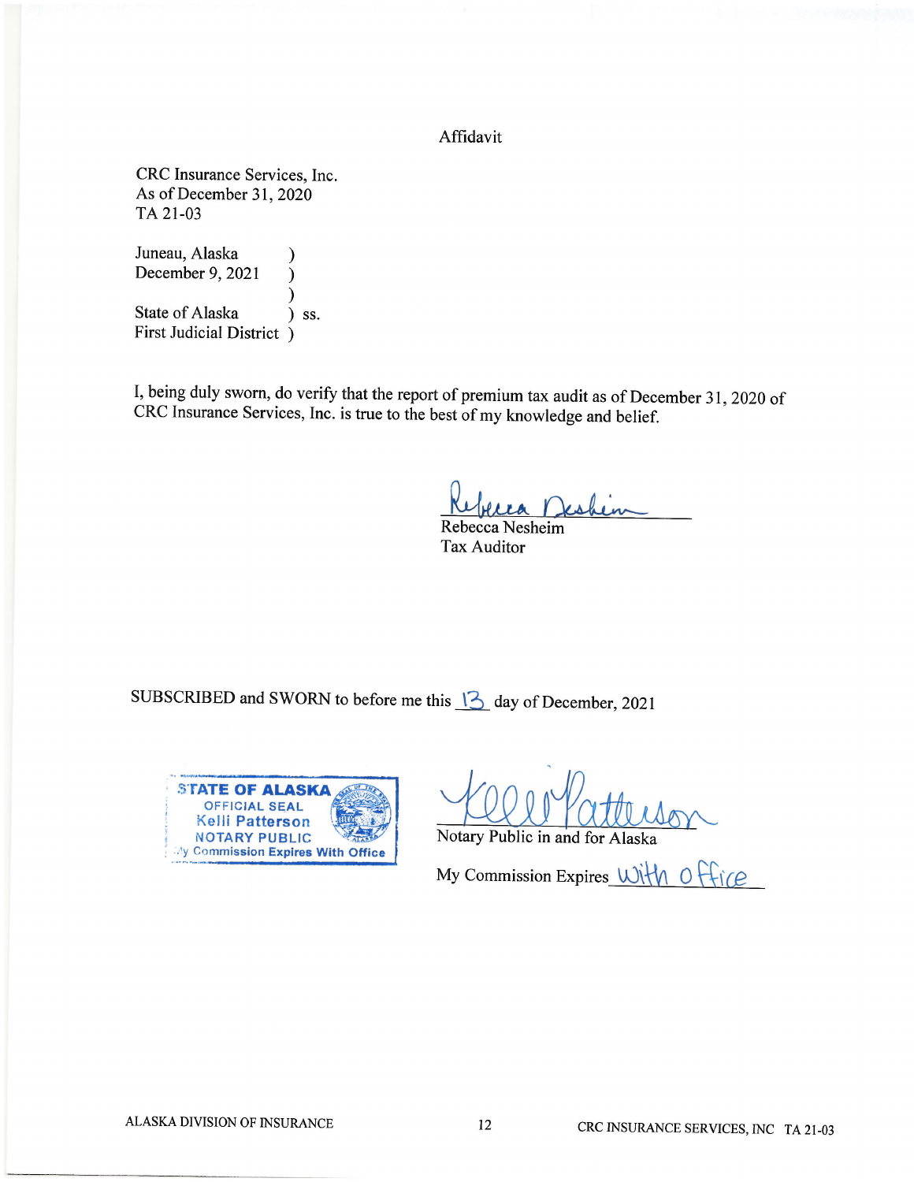# Affidavit

CRC Insurance Services, Inc.
As of December 31, 2020
TA 21-03

Juneau, Alaska )
December 9, 2021 )
)
State of Alaska ) ss.
First Judicial District )

I, being duly sworn, do verify that the report of premium tax audit as of December 31, 2020 of CRC Insurance Services, Inc. is true to the best of my knowledge and belief.

Rebecca Nesheim
Rebecca Nesheim
Tax Auditor

SUBSCRIBED and SWORN to before me this 13 day of December, 2021

STATE OF ALASKA
OFFICIAL SEAL
Kelli Patterson
NOTARY PUBLIC
My Commission Expires With Office

Kelli Patterson
Notary Public in and for Alaska

My Commission Expires With office